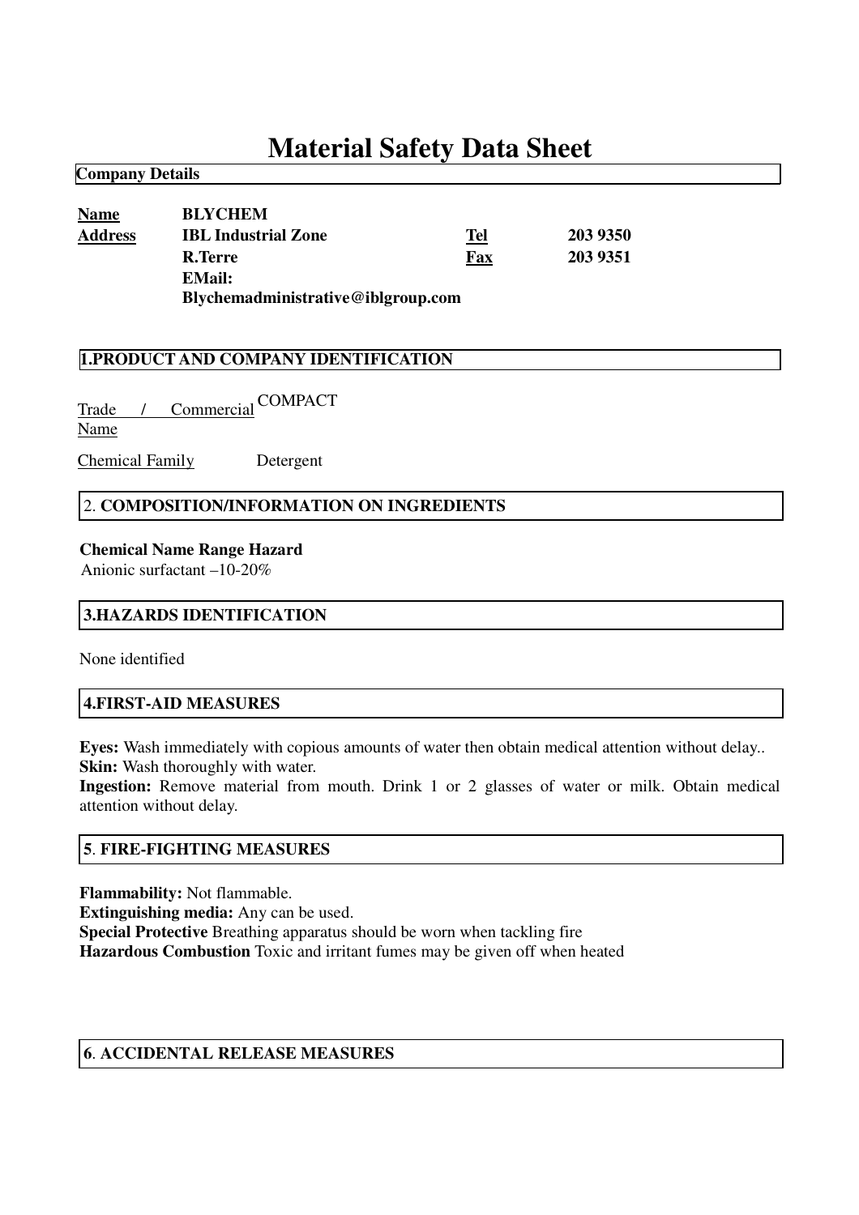# Material Safety Data Sheet

**Company Details**

| | | | |
|---|---|---|---|
| **Name** | **BLYCHEM** | | |
| **Address** | **IBL Industrial Zone** | **Tel** | **203 9350** |
| | **R.Terre** | **Fax** | **203 9351** |
| | **EMail:** | | |
| | **Blychemadministrative@iblgroup.com** | | |

## 1.PRODUCT AND COMPANY IDENTIFICATION

Trade / Commercial Name COMPACT

Chemical Family Detergent

## 2. COMPOSITION/INFORMATION ON INGREDIENTS

**Chemical Name Range Hazard**
Anionic surfactant –10-20%

## 3.HAZARDS IDENTIFICATION

None identified

## 4.FIRST-AID MEASURES

**Eyes:** Wash immediately with copious amounts of water then obtain medical attention without delay..
**Skin:** Wash thoroughly with water.
**Ingestion:** Remove material from mouth. Drink 1 or 2 glasses of water or milk. Obtain medical attention without delay.

## 5. FIRE-FIGHTING MEASURES

**Flammability:** Not flammable.
**Extinguishing media:** Any can be used.
**Special Protective** Breathing apparatus should be worn when tackling fire
**Hazardous Combustion** Toxic and irritant fumes may be given off when heated

## 6. ACCIDENTAL RELEASE MEASURES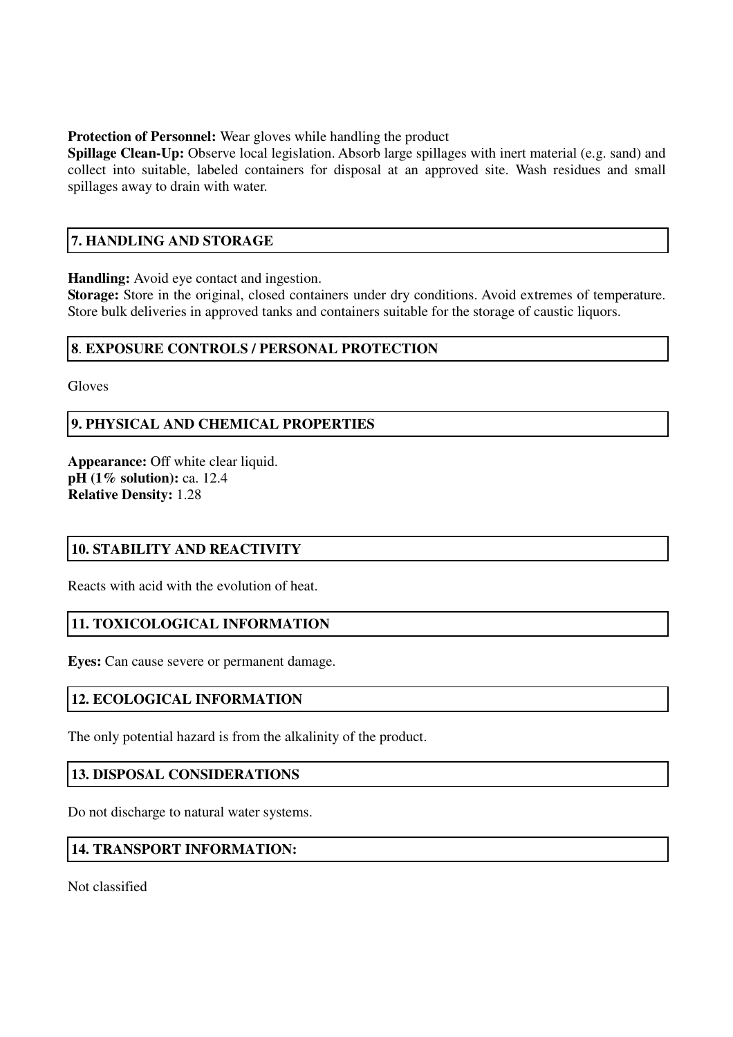**Protection of Personnel:** Wear gloves while handling the product

**Spillage Clean-Up:** Observe local legislation. Absorb large spillages with inert material (e.g. sand) and collect into suitable, labeled containers for disposal at an approved site. Wash residues and small spillages away to drain with water.

## 7. HANDLING AND STORAGE

**Handling:** Avoid eye contact and ingestion.

**Storage:** Store in the original, closed containers under dry conditions. Avoid extremes of temperature. Store bulk deliveries in approved tanks and containers suitable for the storage of caustic liquors.

## 8. EXPOSURE CONTROLS / PERSONAL PROTECTION

Gloves

## 9. PHYSICAL AND CHEMICAL PROPERTIES

**Appearance:** Off white clear liquid.

**pH (1% solution):** ca. 12.4

**Relative Density:** 1.28

## 10. STABILITY AND REACTIVITY

Reacts with acid with the evolution of heat.

## 11. TOXICOLOGICAL INFORMATION

**Eyes:** Can cause severe or permanent damage.

## 12. ECOLOGICAL INFORMATION

The only potential hazard is from the alkalinity of the product.

## 13. DISPOSAL CONSIDERATIONS

Do not discharge to natural water systems.

## 14. TRANSPORT INFORMATION:

Not classified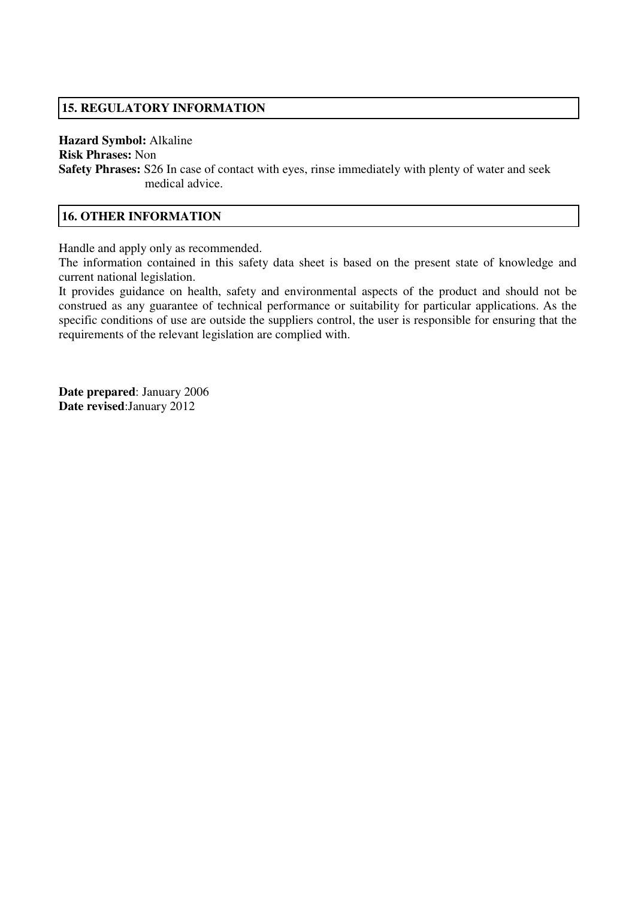## 15. REGULATORY INFORMATION

**Hazard Symbol:** Alkaline
**Risk Phrases:** Non
**Safety Phrases:** S26 In case of contact with eyes, rinse immediately with plenty of water and seek medical advice.

## 16. OTHER INFORMATION

Handle and apply only as recommended.
The information contained in this safety data sheet is based on the present state of knowledge and current national legislation.
It provides guidance on health, safety and environmental aspects of the product and should not be construed as any guarantee of technical performance or suitability for particular applications. As the specific conditions of use are outside the suppliers control, the user is responsible for ensuring that the requirements of the relevant legislation are complied with.

**Date prepared**: January 2006
**Date revised**:January 2012